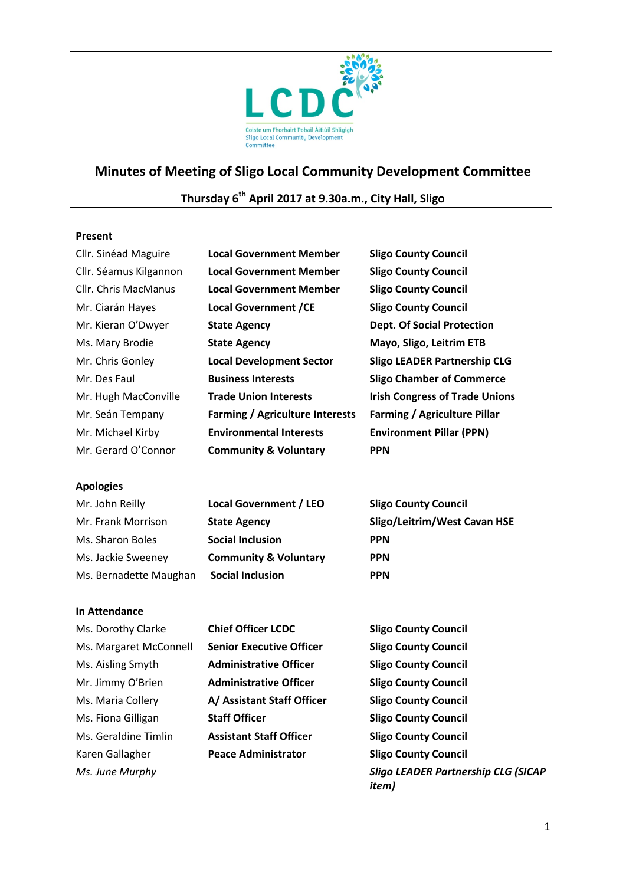LCDC

Coiste um Fhorbairt Pobail Áitiúil Shligigh
Sligo Local Community Development Committee

# Minutes of Meeting of Sligo Local Community Development Committee

**Thursday 6th April 2017 at 9.30a.m., City Hall, Sligo**

**Present**

| | | |
|---|---|---|
| Cllr. Sinéad Maguire | **Local Government Member** | **Sligo County Council** |
| Cllr. Séamus Kilgannon | **Local Government Member** | **Sligo County Council** |
| Cllr. Chris MacManus | **Local Government Member** | **Sligo County Council** |
| Mr. Ciarán Hayes | **Local Government /CE** | **Sligo County Council** |
| Mr. Kieran O'Dwyer | **State Agency** | **Dept. Of Social Protection** |
| Ms. Mary Brodie | **State Agency** | **Mayo, Sligo, Leitrim ETB** |
| Mr. Chris Gonley | **Local Development Sector** | **Sligo LEADER Partnership CLG** |
| Mr. Des Faul | **Business Interests** | **Sligo Chamber of Commerce** |
| Mr. Hugh MacConville | **Trade Union Interests** | **Irish Congress of Trade Unions** |
| Mr. Seán Tempany | **Farming / Agriculture Interests** | **Farming / Agriculture Pillar** |
| Mr. Michael Kirby | **Environmental Interests** | **Environment Pillar (PPN)** |
| Mr. Gerard O'Connor | **Community & Voluntary** | **PPN** |

**Apologies**

| | | |
|---|---|---|
| Mr. John Reilly | **Local Government / LEO** | **Sligo County Council** |
| Mr. Frank Morrison | **State Agency** | **Sligo/Leitrim/West Cavan HSE** |
| Ms. Sharon Boles | **Social Inclusion** | **PPN** |
| Ms. Jackie Sweeney | **Community & Voluntary** | **PPN** |
| Ms. Bernadette Maughan | **Social Inclusion** | **PPN** |

**In Attendance**

| | | |
|---|---|---|
| Ms. Dorothy Clarke | **Chief Officer LCDC** | **Sligo County Council** |
| Ms. Margaret McConnell | **Senior Executive Officer** | **Sligo County Council** |
| Ms. Aisling Smyth | **Administrative Officer** | **Sligo County Council** |
| Mr. Jimmy O'Brien | **Administrative Officer** | **Sligo County Council** |
| Ms. Maria Collery | **A/ Assistant Staff Officer** | **Sligo County Council** |
| Ms. Fiona Gilligan | **Staff Officer** | **Sligo County Council** |
| Ms. Geraldine Timlin | **Assistant Staff Officer** | **Sligo County Council** |
| Karen Gallagher | **Peace Administrator** | **Sligo County Council** |
| *Ms. June Murphy* | | ***Sligo LEADER Partnership CLG (SICAP item)*** |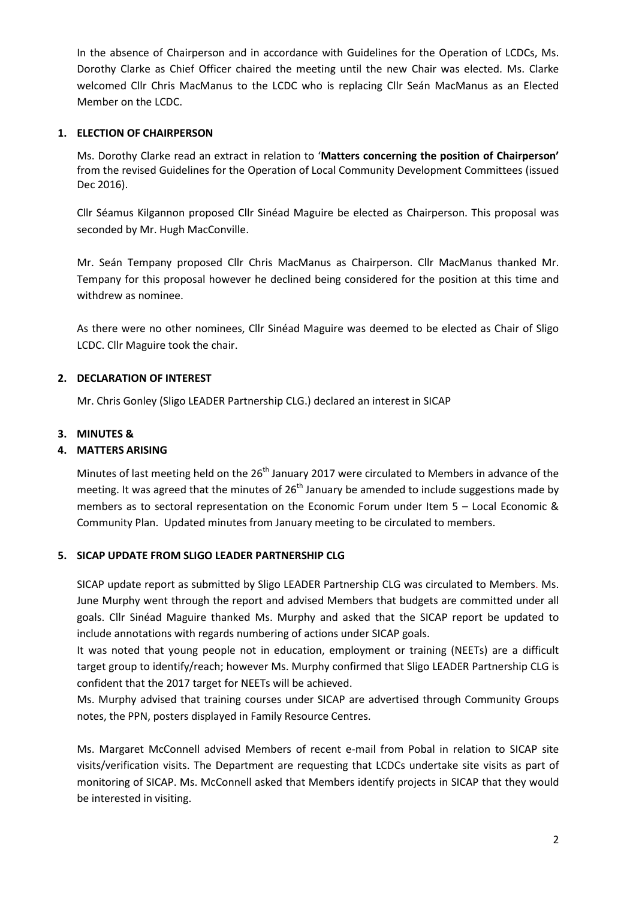In the absence of Chairperson and in accordance with Guidelines for the Operation of LCDCs, Ms. Dorothy Clarke as Chief Officer chaired the meeting until the new Chair was elected. Ms. Clarke welcomed Cllr Chris MacManus to the LCDC who is replacing Cllr Seán MacManus as an Elected Member on the LCDC.

## 1. ELECTION OF CHAIRPERSON

Ms. Dorothy Clarke read an extract in relation to '**Matters concerning the position of Chairperson'** from the revised Guidelines for the Operation of Local Community Development Committees (issued Dec 2016).

Cllr Séamus Kilgannon proposed Cllr Sinéad Maguire be elected as Chairperson. This proposal was seconded by Mr. Hugh MacConville.

Mr. Seán Tempany proposed Cllr Chris MacManus as Chairperson. Cllr MacManus thanked Mr. Tempany for this proposal however he declined being considered for the position at this time and withdrew as nominee.

As there were no other nominees, Cllr Sinéad Maguire was deemed to be elected as Chair of Sligo LCDC. Cllr Maguire took the chair.

## 2. DECLARATION OF INTEREST

Mr. Chris Gonley (Sligo LEADER Partnership CLG.) declared an interest in SICAP

## 3. MINUTES &

## 4. MATTERS ARISING

Minutes of last meeting held on the 26th January 2017 were circulated to Members in advance of the meeting. It was agreed that the minutes of 26th January be amended to include suggestions made by members as to sectoral representation on the Economic Forum under Item 5 – Local Economic & Community Plan. Updated minutes from January meeting to be circulated to members.

## 5. SICAP UPDATE FROM SLIGO LEADER PARTNERSHIP CLG

SICAP update report as submitted by Sligo LEADER Partnership CLG was circulated to Members. Ms. June Murphy went through the report and advised Members that budgets are committed under all goals. Cllr Sinéad Maguire thanked Ms. Murphy and asked that the SICAP report be updated to include annotations with regards numbering of actions under SICAP goals.

It was noted that young people not in education, employment or training (NEETs) are a difficult target group to identify/reach; however Ms. Murphy confirmed that Sligo LEADER Partnership CLG is confident that the 2017 target for NEETs will be achieved.

Ms. Murphy advised that training courses under SICAP are advertised through Community Groups notes, the PPN, posters displayed in Family Resource Centres.

Ms. Margaret McConnell advised Members of recent e-mail from Pobal in relation to SICAP site visits/verification visits. The Department are requesting that LCDCs undertake site visits as part of monitoring of SICAP. Ms. McConnell asked that Members identify projects in SICAP that they would be interested in visiting.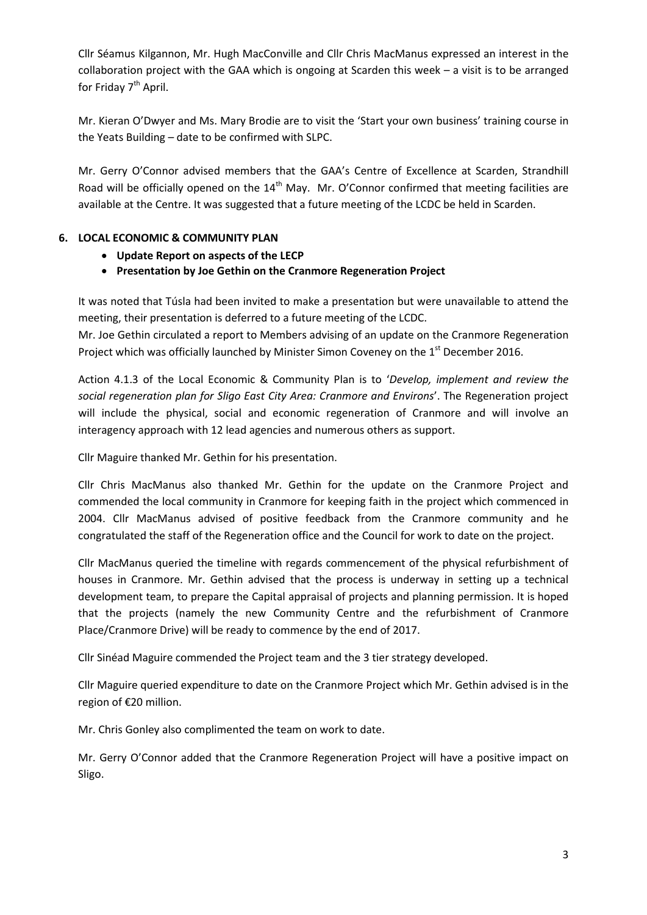Cllr Séamus Kilgannon, Mr. Hugh MacConville and Cllr Chris MacManus expressed an interest in the collaboration project with the GAA which is ongoing at Scarden this week – a visit is to be arranged for Friday 7th April.

Mr. Kieran O'Dwyer and Ms. Mary Brodie are to visit the 'Start your own business' training course in the Yeats Building – date to be confirmed with SLPC.

Mr. Gerry O'Connor advised members that the GAA's Centre of Excellence at Scarden, Strandhill Road will be officially opened on the 14th May. Mr. O'Connor confirmed that meeting facilities are available at the Centre. It was suggested that a future meeting of the LCDC be held in Scarden.

## 6. LOCAL ECONOMIC & COMMUNITY PLAN

- **Update Report on aspects of the LECP**
- **Presentation by Joe Gethin on the Cranmore Regeneration Project**

It was noted that Túsla had been invited to make a presentation but were unavailable to attend the meeting, their presentation is deferred to a future meeting of the LCDC.
Mr. Joe Gethin circulated a report to Members advising of an update on the Cranmore Regeneration Project which was officially launched by Minister Simon Coveney on the 1st December 2016.

Action 4.1.3 of the Local Economic & Community Plan is to '*Develop, implement and review the social regeneration plan for Sligo East City Area: Cranmore and Environs*'. The Regeneration project will include the physical, social and economic regeneration of Cranmore and will involve an interagency approach with 12 lead agencies and numerous others as support.

Cllr Maguire thanked Mr. Gethin for his presentation.

Cllr Chris MacManus also thanked Mr. Gethin for the update on the Cranmore Project and commended the local community in Cranmore for keeping faith in the project which commenced in 2004. Cllr MacManus advised of positive feedback from the Cranmore community and he congratulated the staff of the Regeneration office and the Council for work to date on the project.

Cllr MacManus queried the timeline with regards commencement of the physical refurbishment of houses in Cranmore. Mr. Gethin advised that the process is underway in setting up a technical development team, to prepare the Capital appraisal of projects and planning permission. It is hoped that the projects (namely the new Community Centre and the refurbishment of Cranmore Place/Cranmore Drive) will be ready to commence by the end of 2017.

Cllr Sinéad Maguire commended the Project team and the 3 tier strategy developed.

Cllr Maguire queried expenditure to date on the Cranmore Project which Mr. Gethin advised is in the region of €20 million.

Mr. Chris Gonley also complimented the team on work to date.

Mr. Gerry O'Connor added that the Cranmore Regeneration Project will have a positive impact on Sligo.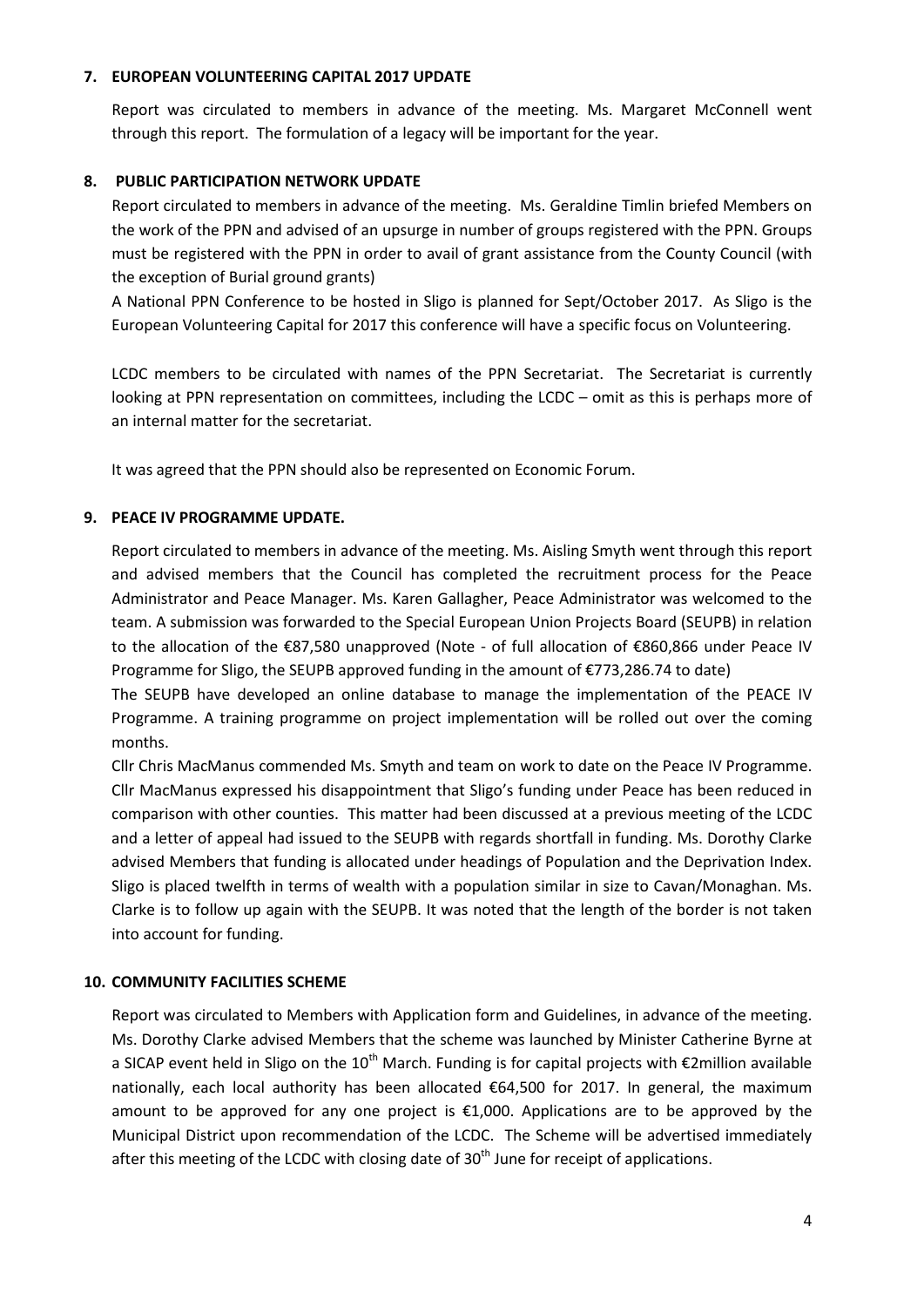## 7. EUROPEAN VOLUNTEERING CAPITAL 2017 UPDATE

Report was circulated to members in advance of the meeting. Ms. Margaret McConnell went through this report. The formulation of a legacy will be important for the year.

## 8. PUBLIC PARTICIPATION NETWORK UPDATE

Report circulated to members in advance of the meeting. Ms. Geraldine Timlin briefed Members on the work of the PPN and advised of an upsurge in number of groups registered with the PPN. Groups must be registered with the PPN in order to avail of grant assistance from the County Council (with the exception of Burial ground grants)

A National PPN Conference to be hosted in Sligo is planned for Sept/October 2017. As Sligo is the European Volunteering Capital for 2017 this conference will have a specific focus on Volunteering.

LCDC members to be circulated with names of the PPN Secretariat. The Secretariat is currently looking at PPN representation on committees, including the LCDC – omit as this is perhaps more of an internal matter for the secretariat.

It was agreed that the PPN should also be represented on Economic Forum.

## 9. PEACE IV PROGRAMME UPDATE.

Report circulated to members in advance of the meeting. Ms. Aisling Smyth went through this report and advised members that the Council has completed the recruitment process for the Peace Administrator and Peace Manager. Ms. Karen Gallagher, Peace Administrator was welcomed to the team. A submission was forwarded to the Special European Union Projects Board (SEUPB) in relation to the allocation of the €87,580 unapproved (Note - of full allocation of €860,866 under Peace IV Programme for Sligo, the SEUPB approved funding in the amount of €773,286.74 to date)

The SEUPB have developed an online database to manage the implementation of the PEACE IV Programme. A training programme on project implementation will be rolled out over the coming months.

Cllr Chris MacManus commended Ms. Smyth and team on work to date on the Peace IV Programme. Cllr MacManus expressed his disappointment that Sligo's funding under Peace has been reduced in comparison with other counties. This matter had been discussed at a previous meeting of the LCDC and a letter of appeal had issued to the SEUPB with regards shortfall in funding. Ms. Dorothy Clarke advised Members that funding is allocated under headings of Population and the Deprivation Index. Sligo is placed twelfth in terms of wealth with a population similar in size to Cavan/Monaghan. Ms. Clarke is to follow up again with the SEUPB. It was noted that the length of the border is not taken into account for funding.

## 10. COMMUNITY FACILITIES SCHEME

Report was circulated to Members with Application form and Guidelines, in advance of the meeting. Ms. Dorothy Clarke advised Members that the scheme was launched by Minister Catherine Byrne at a SICAP event held in Sligo on the 10th March. Funding is for capital projects with €2million available nationally, each local authority has been allocated €64,500 for 2017. In general, the maximum amount to be approved for any one project is €1,000. Applications are to be approved by the Municipal District upon recommendation of the LCDC. The Scheme will be advertised immediately after this meeting of the LCDC with closing date of 30th June for receipt of applications.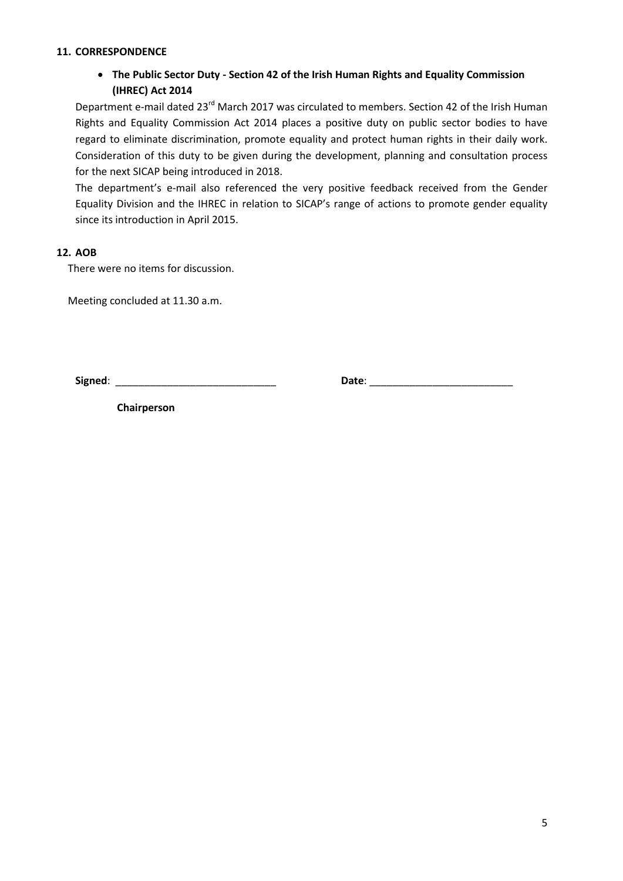## 11. CORRESPONDENCE

- **The Public Sector Duty - Section 42 of the Irish Human Rights and Equality Commission (IHREC) Act 2014**

Department e-mail dated 23rd March 2017 was circulated to members. Section 42 of the Irish Human Rights and Equality Commission Act 2014 places a positive duty on public sector bodies to have regard to eliminate discrimination, promote equality and protect human rights in their daily work. Consideration of this duty to be given during the development, planning and consultation process for the next SICAP being introduced in 2018.

The department's e-mail also referenced the very positive feedback received from the Gender Equality Division and the IHREC in relation to SICAP's range of actions to promote gender equality since its introduction in April 2015.

## 12. AOB

There were no items for discussion.

Meeting concluded at 11.30 a.m.

**Signed**: ____________________________ **Date**: _________________________

**Chairperson**